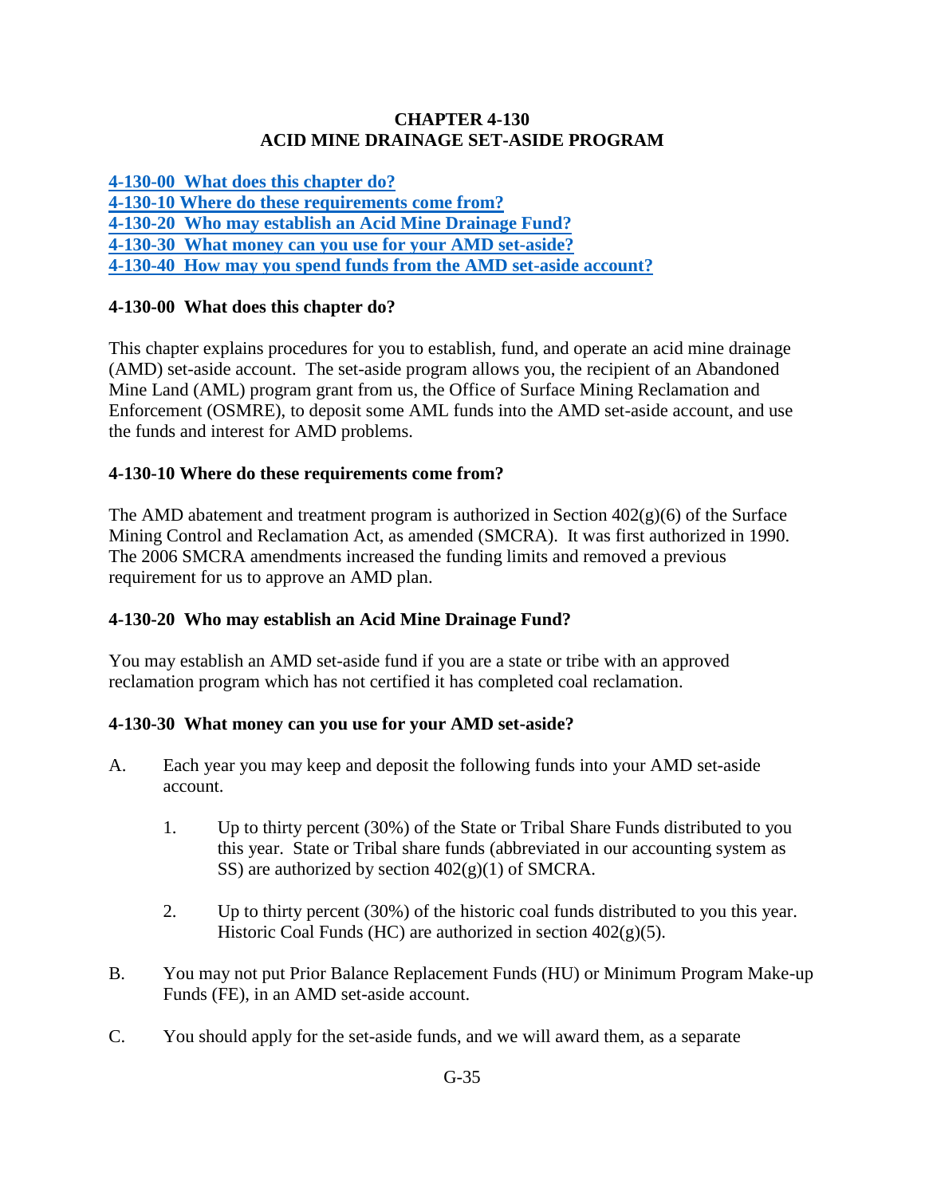**CHAPTER 4-130**
**ACID MINE DRAINAGE SET-ASIDE PROGRAM**

[4-130-00 What does this chapter do?](#)
[4-130-10 Where do these requirements come from?](#)
[4-130-20 Who may establish an Acid Mine Drainage Fund?](#)
[4-130-30 What money can you use for your AMD set-aside?](#)
[4-130-40 How may you spend funds from the AMD set-aside account?](#)

## 4-130-00 What does this chapter do?

This chapter explains procedures for you to establish, fund, and operate an acid mine drainage (AMD) set-aside account. The set-aside program allows you, the recipient of an Abandoned Mine Land (AML) program grant from us, the Office of Surface Mining Reclamation and Enforcement (OSMRE), to deposit some AML funds into the AMD set-aside account, and use the funds and interest for AMD problems.

## 4-130-10 Where do these requirements come from?

The AMD abatement and treatment program is authorized in Section 402(g)(6) of the Surface Mining Control and Reclamation Act, as amended (SMCRA). It was first authorized in 1990. The 2006 SMCRA amendments increased the funding limits and removed a previous requirement for us to approve an AMD plan.

## 4-130-20 Who may establish an Acid Mine Drainage Fund?

You may establish an AMD set-aside fund if you are a state or tribe with an approved reclamation program which has not certified it has completed coal reclamation.

## 4-130-30 What money can you use for your AMD set-aside?

A. Each year you may keep and deposit the following funds into your AMD set-aside account.

   1. Up to thirty percent (30%) of the State or Tribal Share Funds distributed to you this year. State or Tribal share funds (abbreviated in our accounting system as SS) are authorized by section 402(g)(1) of SMCRA.

   2. Up to thirty percent (30%) of the historic coal funds distributed to you this year. Historic Coal Funds (HC) are authorized in section 402(g)(5).

B. You may not put Prior Balance Replacement Funds (HU) or Minimum Program Make-up Funds (FE), in an AMD set-aside account.

C. You should apply for the set-aside funds, and we will award them, as a separate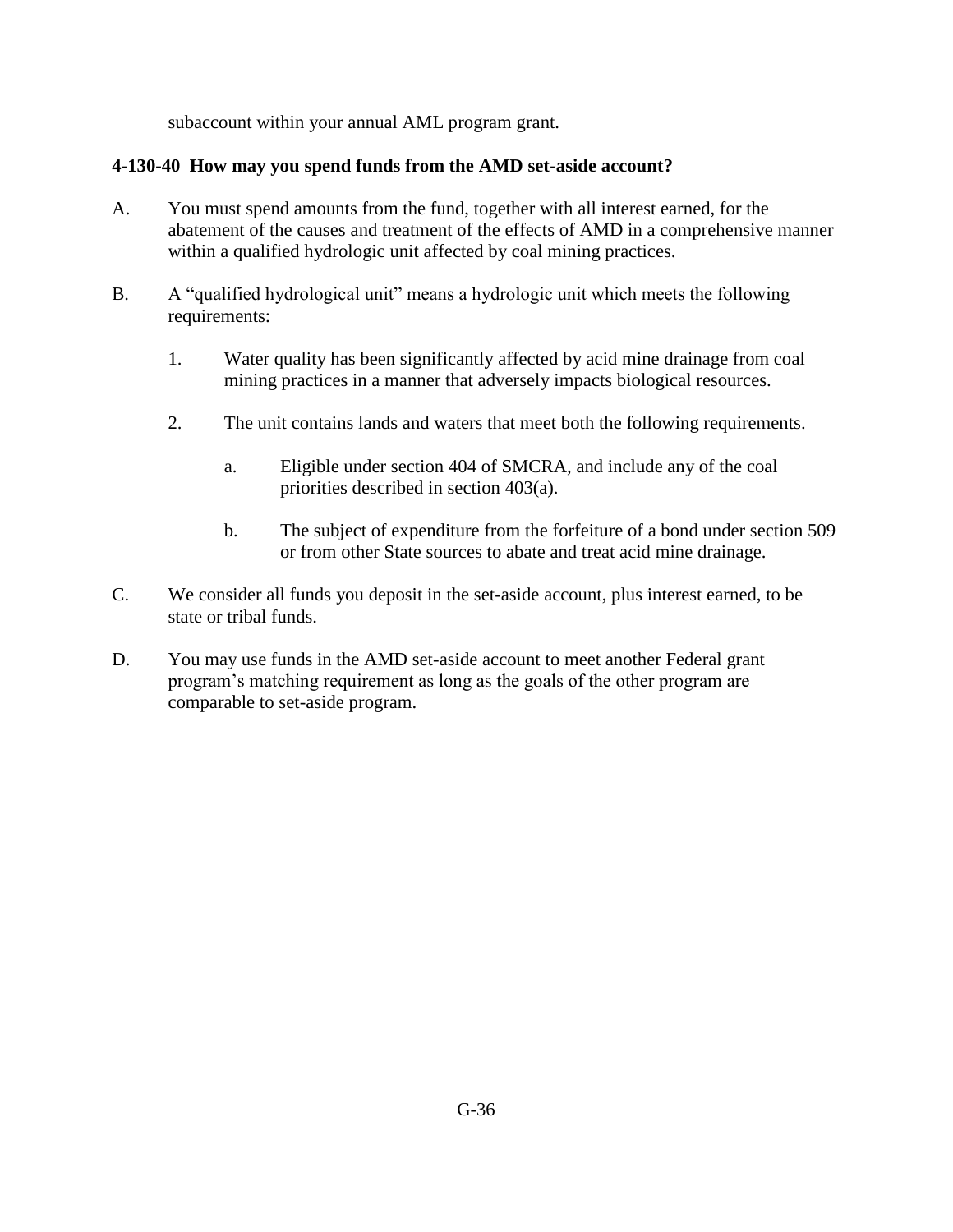subaccount within your annual AML program grant.

**4-130-40 How may you spend funds from the AMD set-aside account?**

A. You must spend amounts from the fund, together with all interest earned, for the abatement of the causes and treatment of the effects of AMD in a comprehensive manner within a qualified hydrologic unit affected by coal mining practices.

B. A "qualified hydrological unit" means a hydrologic unit which meets the following requirements:

   1. Water quality has been significantly affected by acid mine drainage from coal mining practices in a manner that adversely impacts biological resources.

   2. The unit contains lands and waters that meet both the following requirements.

      a. Eligible under section 404 of SMCRA, and include any of the coal priorities described in section 403(a).

      b. The subject of expenditure from the forfeiture of a bond under section 509 or from other State sources to abate and treat acid mine drainage.

C. We consider all funds you deposit in the set-aside account, plus interest earned, to be state or tribal funds.

D. You may use funds in the AMD set-aside account to meet another Federal grant program's matching requirement as long as the goals of the other program are comparable to set-aside program.